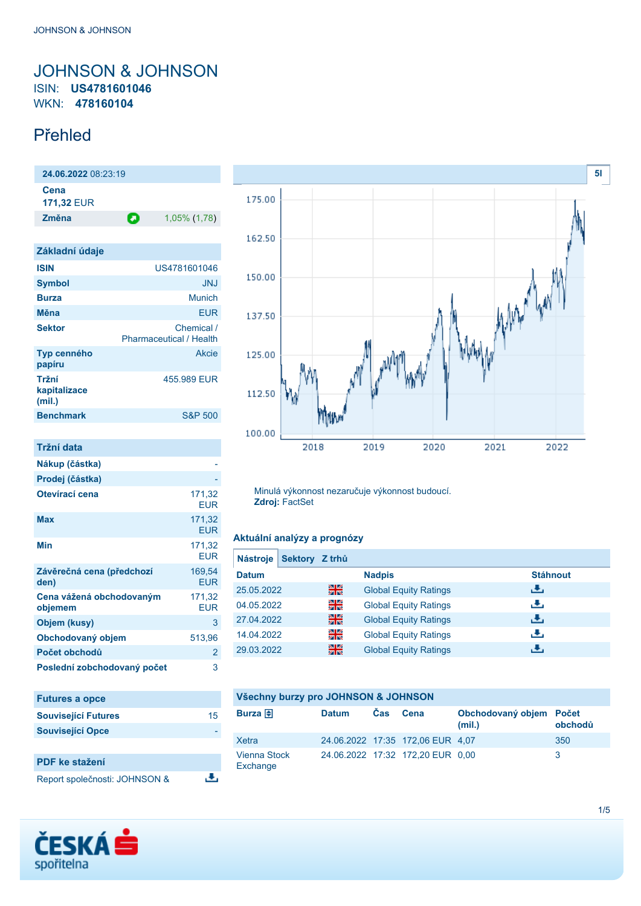# JOHNSON & JOHNSON

ISIN: **US4781601046**

WKN: **478160104**

## Přehled

| **24.06.2022** 08:23:19 | |
|---|---|
| **Cena** | |
| **171,32** EUR | |
| **Změna** | 1,05% (1,78) |

| Základní údaje | |
|---|---|
| **ISIN** | US4781601046 |
| **Symbol** | JNJ |
| **Burza** | Munich |
| **Měna** | EUR |
| **Sektor** | Chemical / Pharmaceutical / Health |
| **Typ cenného papíru** | Akcie |
| **Tržní kapitalizace (mil.)** | 455.989 EUR |
| **Benchmark** | S&P 500 |

| Tržní data | |
|---|---|
| **Nákup (částka)** | - |
| **Prodej (částka)** | - |
| **Otevírací cena** | 171,32 EUR |
| **Max** | 171,32 EUR |
| **Min** | 171,32 EUR |
| **Závěrečná cena (předchozí den)** | 169,54 EUR |
| **Cena vážená obchodovaným objemem** | 171,32 EUR |
| **Objem (kusy)** | 3 |
| **Obchodovaný objem** | 513,96 |
| **Počet obchodů** | 2 |
| **Poslední zobchodovaný počet** | 3 |

| Futures a opce | |
|---|---|
| **Související Futures** | 15 |
| **Související Opce** | - |

**PDF ke stažení**

Report společnosti: JOHNSON &

Minulá výkonnost nezaručuje výkonnost budoucí.
**Zdroj:** FactSet

### Aktuální analýzy a prognózy

**Nástroje** | **Sektory** | **Z trhů**

| Datum | | Nadpis | Stáhnout |
|---|---|---|---|
| 25.05.2022 | | Global Equity Ratings | |
| 04.05.2022 | | Global Equity Ratings | |
| 27.04.2022 | | Global Equity Ratings | |
| 14.04.2022 | | Global Equity Ratings | |
| 29.03.2022 | | Global Equity Ratings | |

### Všechny burzy pro JOHNSON & JOHNSON

| Burza | Datum | Čas | Cena | Obchodovaný objem (mil.) | Počet obchodů |
|---|---|---|---|---|---|
| Xetra | 24.06.2022 | 17:35 | 172,06 EUR | 4,07 | 350 |
| Vienna Stock Exchange | 24.06.2022 | 17:32 | 172,20 EUR | 0,00 | 3 |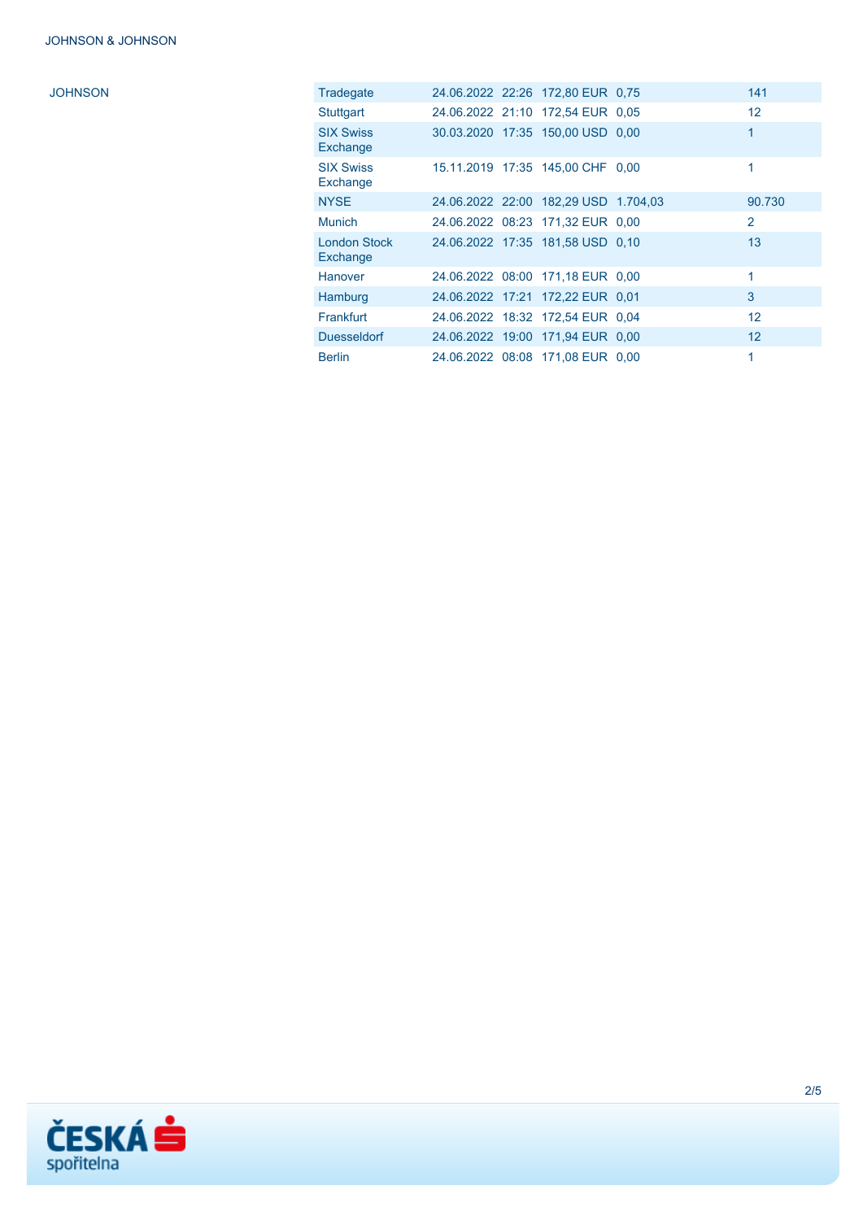JOHNSON

| | | | | | |
|---|---|---|---|---|---|
| Tradegate | 24.06.2022 | 22:26 | 172,80 EUR | 0,75 | 141 |
| Stuttgart | 24.06.2022 | 21:10 | 172,54 EUR | 0,05 | 12 |
| SIX Swiss Exchange | 30.03.2020 | 17:35 | 150,00 USD | 0,00 | 1 |
| SIX Swiss Exchange | 15.11.2019 | 17:35 | 145,00 CHF | 0,00 | 1 |
| NYSE | 24.06.2022 | 22:00 | 182,29 USD | 1.704,03 | 90.730 |
| Munich | 24.06.2022 | 08:23 | 171,32 EUR | 0,00 | 2 |
| London Stock Exchange | 24.06.2022 | 17:35 | 181,58 USD | 0,10 | 13 |
| Hanover | 24.06.2022 | 08:00 | 171,18 EUR | 0,00 | 1 |
| Hamburg | 24.06.2022 | 17:21 | 172,22 EUR | 0,01 | 3 |
| Frankfurt | 24.06.2022 | 18:32 | 172,54 EUR | 0,04 | 12 |
| Duesseldorf | 24.06.2022 | 19:00 | 171,94 EUR | 0,00 | 12 |
| Berlin | 24.06.2022 | 08:08 | 171,08 EUR | 0,00 | 1 |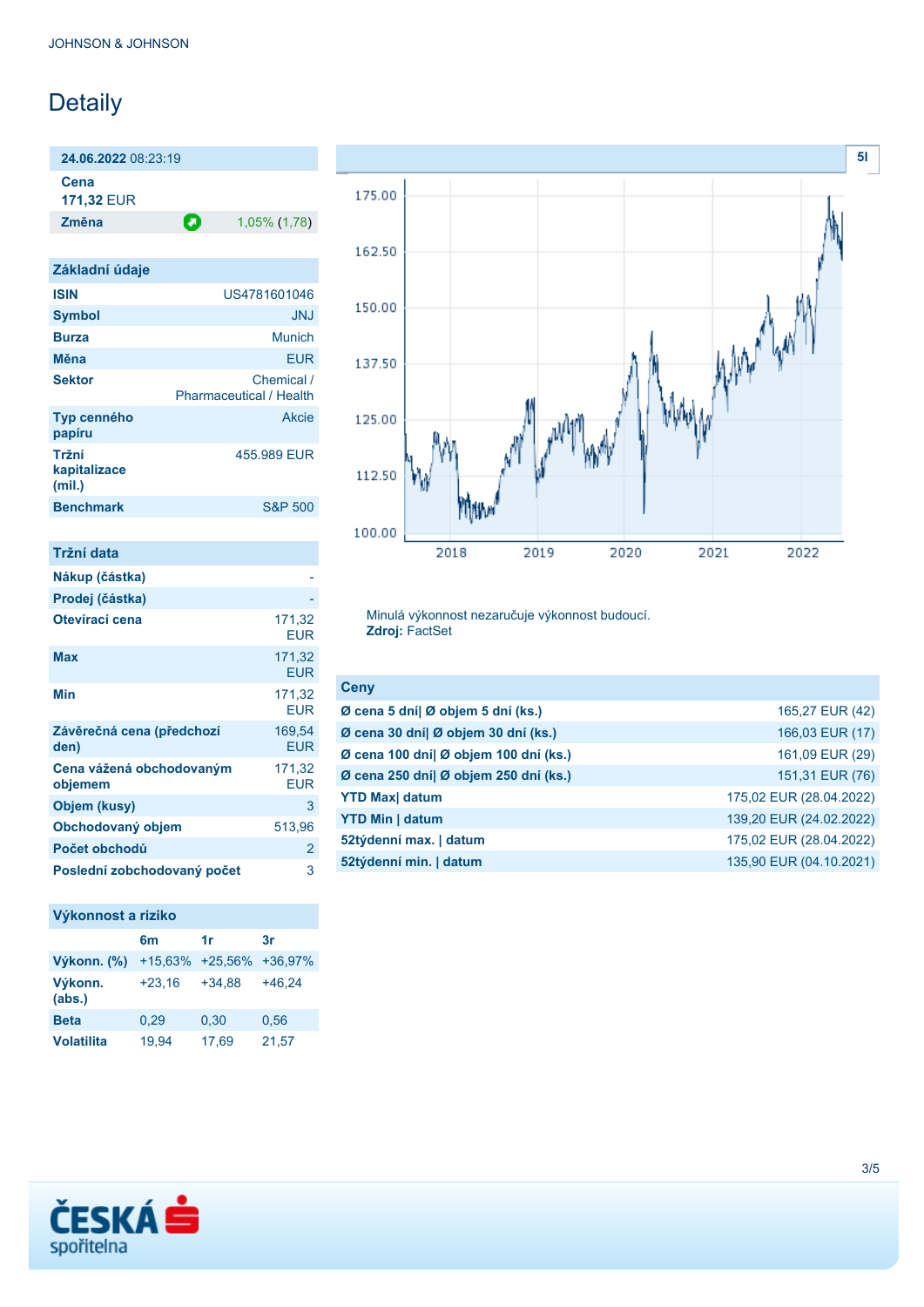# Detaily

| **24.06.2022** 08:23:19 | |
|---|---|
| **Cena** | |
| **171,32** EUR | |
| **Změna** | 1,05% (1,78) |

## Základní údaje

| | |
|---|---|
| **ISIN** | US4781601046 |
| **Symbol** | JNJ |
| **Burza** | Munich |
| **Měna** | EUR |
| **Sektor** | Chemical / Pharmaceutical / Health |
| **Typ cenného papíru** | Akcie |
| **Tržní kapitalizace (mil.)** | 455.989 EUR |
| **Benchmark** | S&P 500 |

## Tržní data

| | |
|---|---|
| **Nákup (částka)** | - |
| **Prodej (částka)** | - |
| **Otevírací cena** | 171,32 EUR |
| **Max** | 171,32 EUR |
| **Min** | 171,32 EUR |
| **Závěrečná cena (předchozí den)** | 169,54 EUR |
| **Cena vážená obchodovaným objemem** | 171,32 EUR |
| **Objem (kusy)** | 3 |
| **Obchodovaný objem** | 513,96 |
| **Počet obchodů** | 2 |
| **Poslední zobchodovaný počet** | 3 |

## Výkonnost a riziko

| | 6m | 1r | 3r |
|---|---|---|---|
| **Výkonn. (%)** | +15,63% | +25,56% | +36,97% |
| **Výkonn. (abs.)** | +23,16 | +34,88 | +46,24 |
| **Beta** | 0,29 | 0,30 | 0,56 |
| **Volatilita** | 19,94 | 17,69 | 21,57 |

Minulá výkonnost nezaručuje výkonnost budoucí.
**Zdroj:** FactSet

## Ceny

| | |
|---|---|
| **Ø cena 5 dní\| Ø objem 5 dní (ks.)** | 165,27 EUR (42) |
| **Ø cena 30 dní\| Ø objem 30 dní (ks.)** | 166,03 EUR (17) |
| **Ø cena 100 dní\| Ø objem 100 dní (ks.)** | 161,09 EUR (29) |
| **Ø cena 250 dní\| Ø objem 250 dní (ks.)** | 151,31 EUR (76) |
| **YTD Max\| datum** | 175,02 EUR (28.04.2022) |
| **YTD Min \| datum** | 139,20 EUR (24.02.2022) |
| **52týdenní max. \| datum** | 175,02 EUR (28.04.2022) |
| **52týdenní min. \| datum** | 135,90 EUR (04.10.2021) |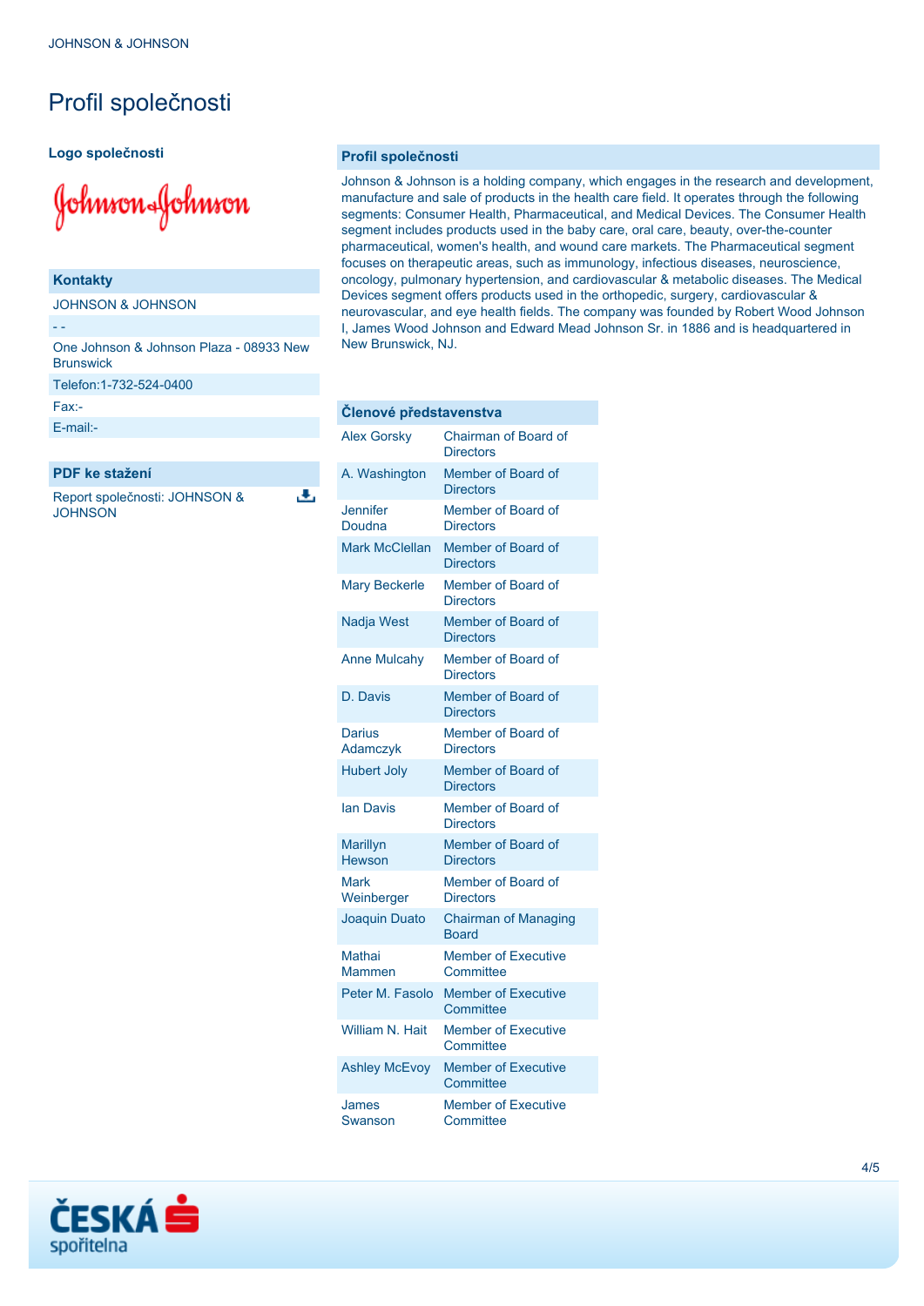# Profil společnosti

### Logo společnosti

| Kontakty |
| --- |
| JOHNSON & JOHNSON |
| - - |
| One Johnson & Johnson Plaza - 08933 New Brunswick |
| Telefon:1-732-524-0400 |
| Fax:- |
| E-mail:- |

| PDF ke stažení |
| --- |
| Report společnosti: JOHNSON & JOHNSON |

### Profil společnosti

Johnson & Johnson is a holding company, which engages in the research and development, manufacture and sale of products in the health care field. It operates through the following segments: Consumer Health, Pharmaceutical, and Medical Devices. The Consumer Health segment includes products used in the baby care, oral care, beauty, over-the-counter pharmaceutical, women's health, and wound care markets. The Pharmaceutical segment focuses on therapeutic areas, such as immunology, infectious diseases, neuroscience, oncology, pulmonary hypertension, and cardiovascular & metabolic diseases. The Medical Devices segment offers products used in the orthopedic, surgery, cardiovascular & neurovascular, and eye health fields. The company was founded by Robert Wood Johnson I, James Wood Johnson and Edward Mead Johnson Sr. in 1886 and is headquartered in New Brunswick, NJ.

| Členové představenstva | |
| --- | --- |
| Alex Gorsky | Chairman of Board of Directors |
| A. Washington | Member of Board of Directors |
| Jennifer Doudna | Member of Board of Directors |
| Mark McClellan | Member of Board of Directors |
| Mary Beckerle | Member of Board of Directors |
| Nadja West | Member of Board of Directors |
| Anne Mulcahy | Member of Board of Directors |
| D. Davis | Member of Board of Directors |
| Darius Adamczyk | Member of Board of Directors |
| Hubert Joly | Member of Board of Directors |
| Ian Davis | Member of Board of Directors |
| Marillyn Hewson | Member of Board of Directors |
| Mark Weinberger | Member of Board of Directors |
| Joaquin Duato | Chairman of Managing Board |
| Mathai Mammen | Member of Executive Committee |
| Peter M. Fasolo | Member of Executive Committee |
| William N. Hait | Member of Executive Committee |
| Ashley McEvoy | Member of Executive Committee |
| James Swanson | Member of Executive Committee |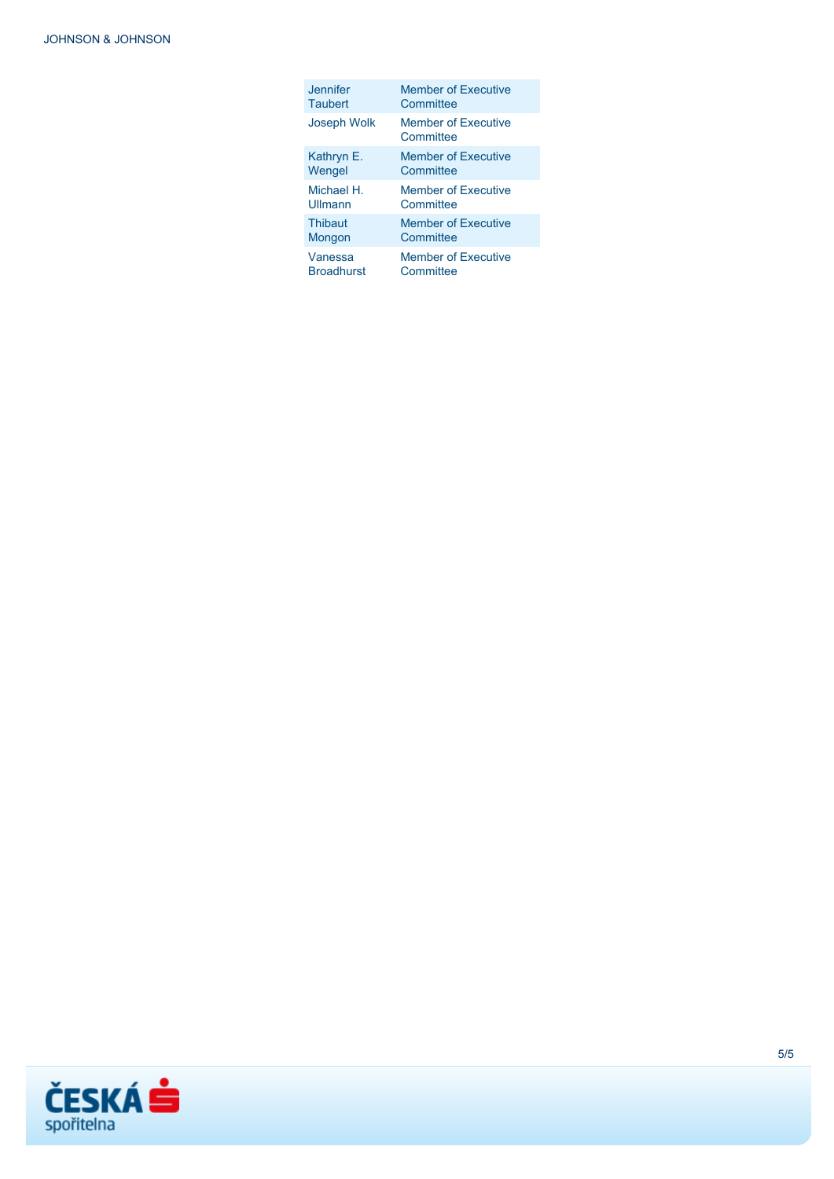| | |
|---|---|
| Jennifer Taubert | Member of Executive Committee |
| Joseph Wolk | Member of Executive Committee |
| Kathryn E. Wengel | Member of Executive Committee |
| Michael H. Ullmann | Member of Executive Committee |
| Thibaut Mongon | Member of Executive Committee |
| Vanessa Broadhurst | Member of Executive Committee |